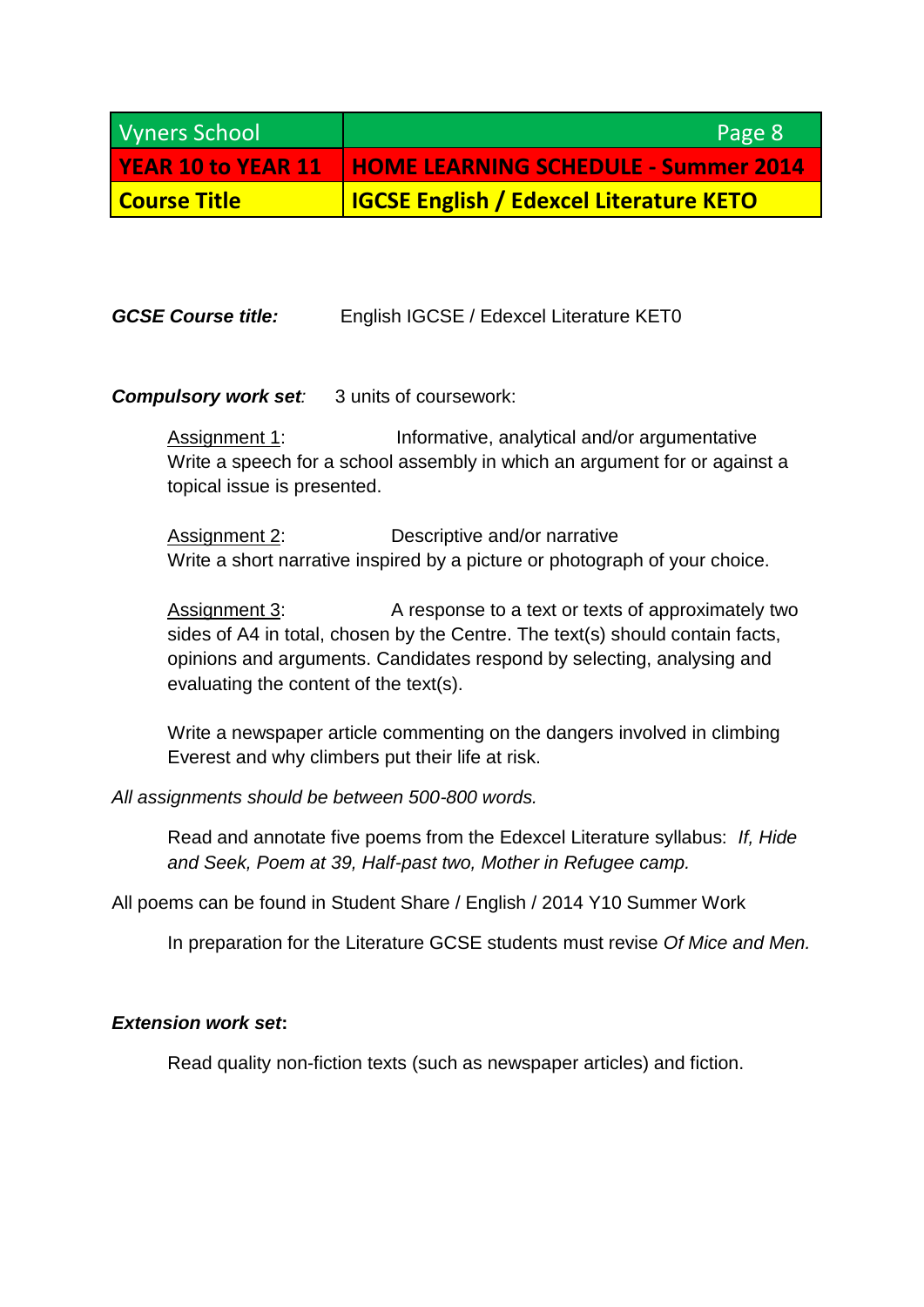| Vyners School | Page 8 |
|---|---|
| **YEAR 10 to YEAR 11** | **HOME LEARNING SCHEDULE - Summer 2014** |
| **Course Title** | **IGCSE English / Edexcel Literature KETO** |

***GCSE Course title:*** English IGCSE / Edexcel Literature KET0

***Compulsory work set**:* 3 units of coursework:

Assignment 1: Informative, analytical and/or argumentative
Write a speech for a school assembly in which an argument for or against a topical issue is presented.

Assignment 2: Descriptive and/or narrative
Write a short narrative inspired by a picture or photograph of your choice.

Assignment 3: A response to a text or texts of approximately two sides of A4 in total, chosen by the Centre. The text(s) should contain facts, opinions and arguments. Candidates respond by selecting, analysing and evaluating the content of the text(s).

Write a newspaper article commenting on the dangers involved in climbing Everest and why climbers put their life at risk.

*All assignments should be between 500-800 words.*

Read and annotate five poems from the Edexcel Literature syllabus: *If, Hide and Seek, Poem at 39, Half-past two, Mother in Refugee camp.*

All poems can be found in Student Share / English / 2014 Y10 Summer Work

In preparation for the Literature GCSE students must revise *Of Mice and Men.*

***Extension work set*:**

Read quality non-fiction texts (such as newspaper articles) and fiction.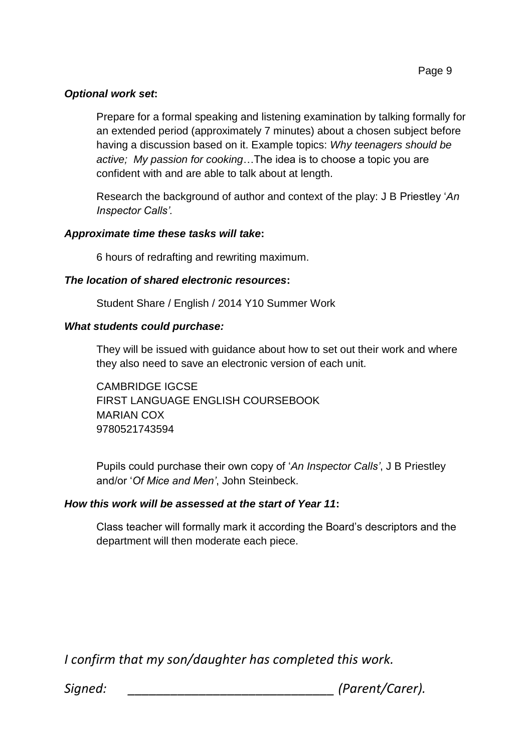***Optional work set*:**

Prepare for a formal speaking and listening examination by talking formally for an extended period (approximately 7 minutes) about a chosen subject before having a discussion based on it. Example topics: *Why teenagers should be active; My passion for cooking*…The idea is to choose a topic you are confident with and are able to talk about at length.

Research the background of author and context of the play: J B Priestley '*An Inspector Calls'.*

***Approximate time these tasks will take*:**

6 hours of redrafting and rewriting maximum.

***The location of shared electronic resources*:**

Student Share / English / 2014 Y10 Summer Work

***What students could purchase:***

They will be issued with guidance about how to set out their work and where they also need to save an electronic version of each unit.

CAMBRIDGE IGCSE
FIRST LANGUAGE ENGLISH COURSEBOOK
MARIAN COX
9780521743594

Pupils could purchase their own copy of '*An Inspector Calls'*, J B Priestley and/or '*Of Mice and Men'*, John Steinbeck.

***How this work will be assessed at the start of Year 11*:**

Class teacher will formally mark it according the Board's descriptors and the department will then moderate each piece.

*I confirm that my son/daughter has completed this work.*

*Signed:* \_\_\_\_\_\_\_\_\_\_\_\_\_\_\_\_\_\_\_\_\_\_\_\_\_\_\_\_\_\_ *(Parent/Carer).*